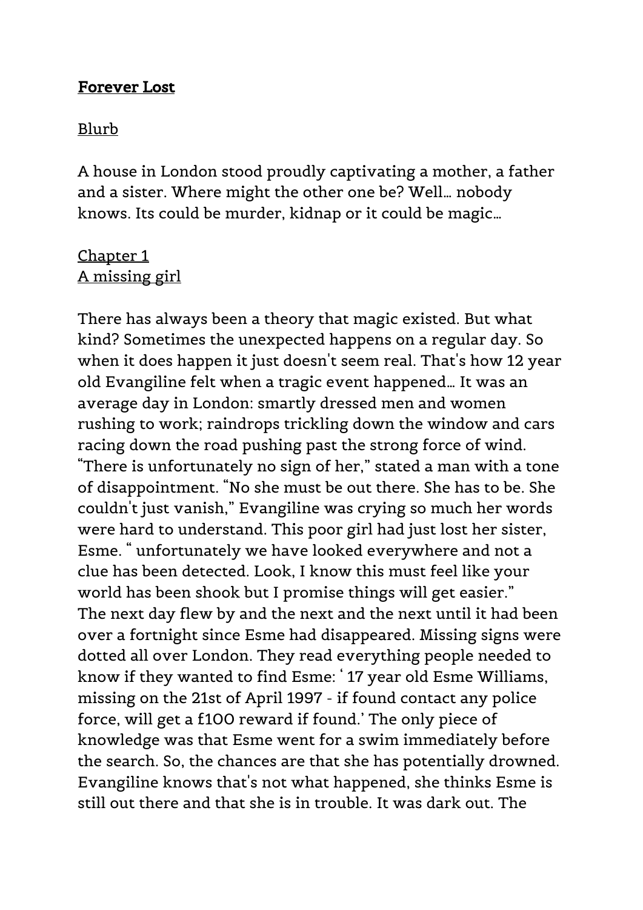**Forever Lost**

Blurb

A house in London stood proudly captivating a mother, a father and a sister. Where might the other one be? Well… nobody knows. Its could be murder, kidnap or it could be magic…

Chapter 1
A missing girl

There has always been a theory that magic existed. But what kind? Sometimes the unexpected happens on a regular day. So when it does happen it just doesn't seem real. That's how 12 year old Evangiline felt when a tragic event happened… It was an average day in London: smartly dressed men and women rushing to work; raindrops trickling down the window and cars racing down the road pushing past the strong force of wind. "There is unfortunately no sign of her," stated a man with a tone of disappointment. "No she must be out there. She has to be. She couldn't just vanish," Evangiline was crying so much her words were hard to understand. This poor girl had just lost her sister, Esme. " unfortunately we have looked everywhere and not a clue has been detected. Look, I know this must feel like your world has been shook but I promise things will get easier."
The next day flew by and the next and the next until it had been over a fortnight since Esme had disappeared. Missing signs were dotted all over London. They read everything people needed to know if they wanted to find Esme: ' 17 year old Esme Williams, missing on the 21st of April 1997 - if found contact any police force, will get a £100 reward if found.' The only piece of knowledge was that Esme went for a swim immediately before the search. So, the chances are that she has potentially drowned. Evangiline knows that's not what happened, she thinks Esme is still out there and that she is in trouble. It was dark out. The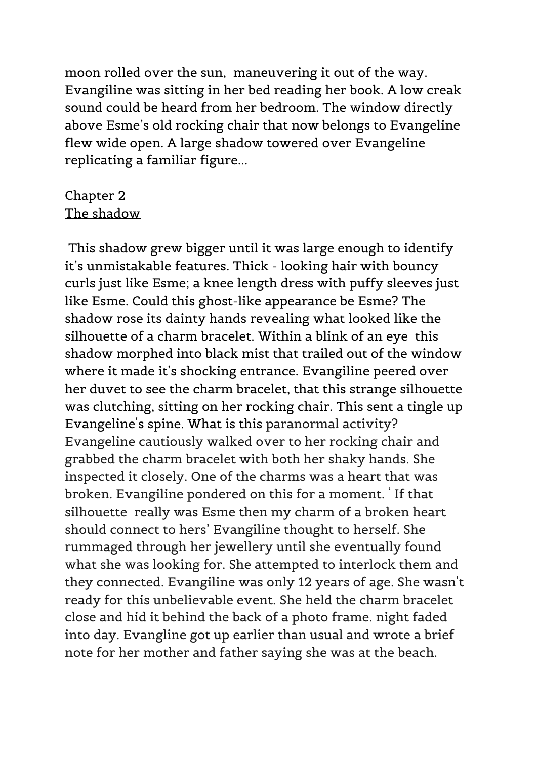moon rolled over the sun,  maneuvering it out of the way. Evangiline was sitting in her bed reading her book. A low creak sound could be heard from her bedroom. The window directly above Esme's old rocking chair that now belongs to Evangeline flew wide open. A large shadow towered over Evangeline replicating a familiar figure...

## Chapter 2
## The shadow

This shadow grew bigger until it was large enough to identify it's unmistakable features. Thick - looking hair with bouncy curls just like Esme; a knee length dress with puffy sleeves just like Esme. Could this ghost-like appearance be Esme? The shadow rose its dainty hands revealing what looked like the silhouette of a charm bracelet. Within a blink of an eye  this shadow morphed into black mist that trailed out of the window where it made it's shocking entrance. Evangiline peered over her duvet to see the charm bracelet, that this strange silhouette was clutching, sitting on her rocking chair. This sent a tingle up Evangeline's spine. What is this paranormal activity? Evangeline cautiously walked over to her rocking chair and grabbed the charm bracelet with both her shaky hands. She inspected it closely. One of the charms was a heart that was broken. Evangiline pondered on this for a moment. ' If that silhouette  really was Esme then my charm of a broken heart should connect to hers' Evangiline thought to herself. She rummaged through her jewellery until she eventually found what she was looking for. She attempted to interlock them and they connected. Evangiline was only 12 years of age. She wasn't ready for this unbelievable event. She held the charm bracelet close and hid it behind the back of a photo frame. night faded into day. Evangline got up earlier than usual and wrote a brief note for her mother and father saying she was at the beach.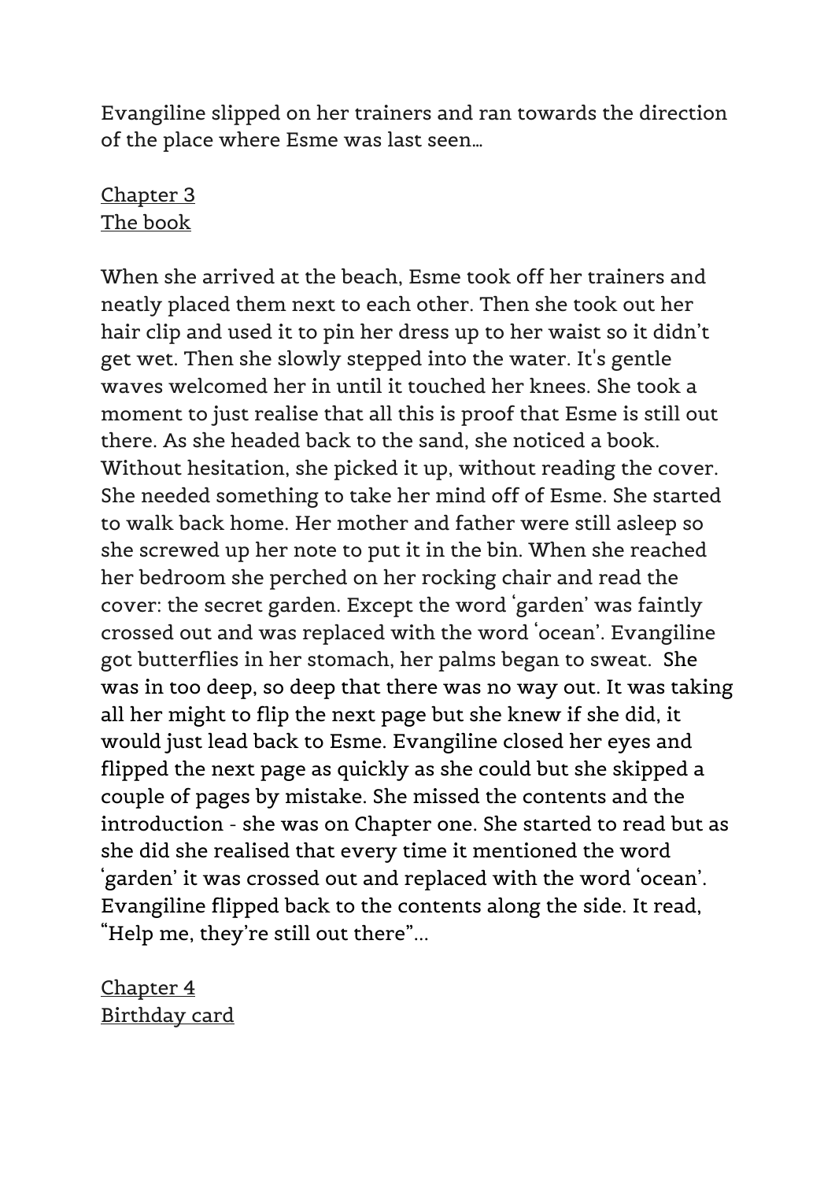Evangiline slipped on her trainers and ran towards the direction of the place where Esme was last seen…

## Chapter 3
## The book

When she arrived at the beach, Esme took off her trainers and neatly placed them next to each other. Then she took out her hair clip and used it to pin her dress up to her waist so it didn't get wet. Then she slowly stepped into the water. It's gentle waves welcomed her in until it touched her knees. She took a moment to just realise that all this is proof that Esme is still out there. As she headed back to the sand, she noticed a book. Without hesitation, she picked it up, without reading the cover. She needed something to take her mind off of Esme. She started to walk back home. Her mother and father were still asleep so she screwed up her note to put it in the bin. When she reached her bedroom she perched on her rocking chair and read the cover: the secret garden. Except the word 'garden' was faintly crossed out and was replaced with the word 'ocean'. Evangiline got butterflies in her stomach, her palms began to sweat. She was in too deep, so deep that there was no way out. It was taking all her might to flip the next page but she knew if she did, it would just lead back to Esme. Evangiline closed her eyes and flipped the next page as quickly as she could but she skipped a couple of pages by mistake. She missed the contents and the introduction - she was on Chapter one. She started to read but as she did she realised that every time it mentioned the word 'garden' it was crossed out and replaced with the word 'ocean'. Evangiline flipped back to the contents along the side. It read, "Help me, they're still out there"...

## Chapter 4
## Birthday card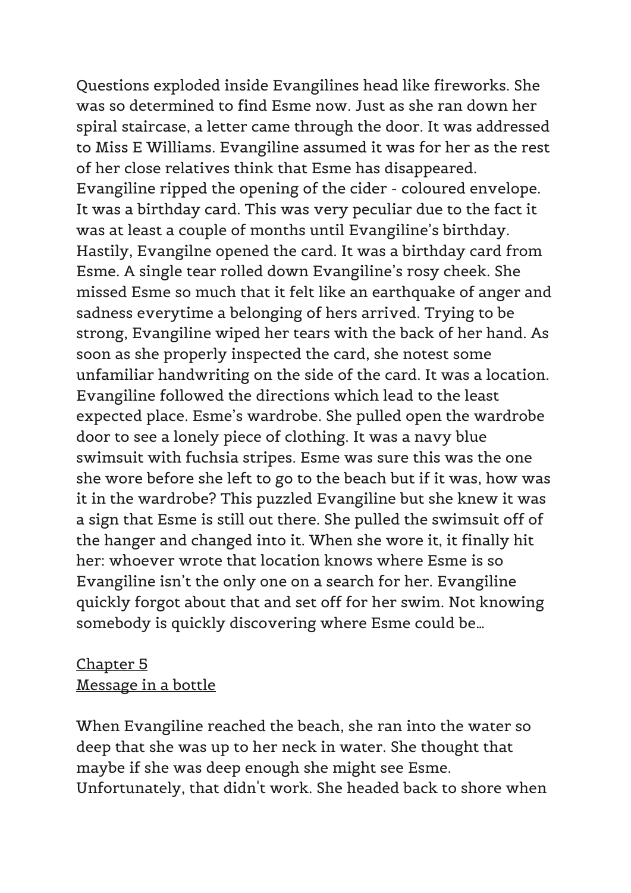Questions exploded inside Evangilines head like fireworks. She was so determined to find Esme now. Just as she ran down her spiral staircase, a letter came through the door. It was addressed to Miss E Williams. Evangiline assumed it was for her as the rest of her close relatives think that Esme has disappeared. Evangiline ripped the opening of the cider - coloured envelope. It was a birthday card. This was very peculiar due to the fact it was at least a couple of months until Evangiline's birthday. Hastily, Evangilne opened the card. It was a birthday card from Esme. A single tear rolled down Evangiline's rosy cheek. She missed Esme so much that it felt like an earthquake of anger and sadness everytime a belonging of hers arrived. Trying to be strong, Evangiline wiped her tears with the back of her hand. As soon as she properly inspected the card, she notest some unfamiliar handwriting on the side of the card. It was a location. Evangiline followed the directions which lead to the least expected place. Esme's wardrobe. She pulled open the wardrobe door to see a lonely piece of clothing. It was a navy blue swimsuit with fuchsia stripes. Esme was sure this was the one she wore before she left to go to the beach but if it was, how was it in the wardrobe? This puzzled Evangiline but she knew it was a sign that Esme is still out there. She pulled the swimsuit off of the hanger and changed into it. When she wore it, it finally hit her: whoever wrote that location knows where Esme is so Evangiline isn't the only one on a search for her. Evangiline quickly forgot about that and set off for her swim. Not knowing somebody is quickly discovering where Esme could be…

<u>Chapter 5</u>
<u>Message in a bottle</u>

When Evangiline reached the beach, she ran into the water so deep that she was up to her neck in water. She thought that maybe if she was deep enough she might see Esme. Unfortunately, that didn't work. She headed back to shore when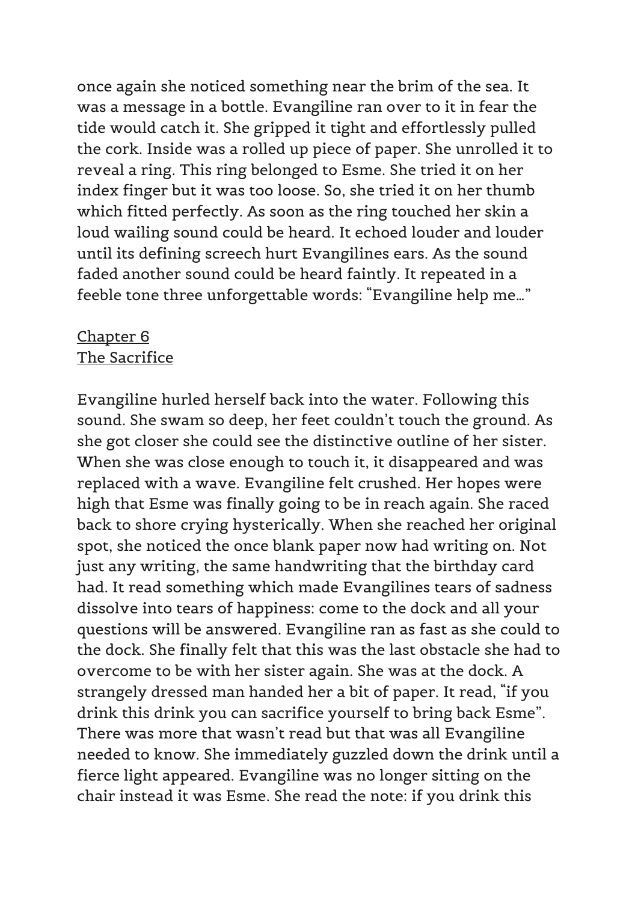once again she noticed something near the brim of the sea. It was a message in a bottle. Evangiline ran over to it in fear the tide would catch it. She gripped it tight and effortlessly pulled the cork. Inside was a rolled up piece of paper. She unrolled it to reveal a ring. This ring belonged to Esme. She tried it on her index finger but it was too loose. So, she tried it on her thumb which fitted perfectly. As soon as the ring touched her skin a loud wailing sound could be heard. It echoed louder and louder until its defining screech hurt Evangilines ears. As the sound faded another sound could be heard faintly. It repeated in a feeble tone three unforgettable words: "Evangiline help me…"

## Chapter 6
## The Sacrifice

Evangiline hurled herself back into the water. Following this sound. She swam so deep, her feet couldn't touch the ground. As she got closer she could see the distinctive outline of her sister. When she was close enough to touch it, it disappeared and was replaced with a wave. Evangiline felt crushed. Her hopes were high that Esme was finally going to be in reach again. She raced back to shore crying hysterically. When she reached her original spot, she noticed the once blank paper now had writing on. Not just any writing, the same handwriting that the birthday card had. It read something which made Evangilines tears of sadness dissolve into tears of happiness: come to the dock and all your questions will be answered. Evangiline ran as fast as she could to the dock. She finally felt that this was the last obstacle she had to overcome to be with her sister again. She was at the dock. A strangely dressed man handed her a bit of paper. It read, "if you drink this drink you can sacrifice yourself to bring back Esme". There was more that wasn't read but that was all Evangiline needed to know. She immediately guzzled down the drink until a fierce light appeared. Evangiline was no longer sitting on the chair instead it was Esme. She read the note: if you drink this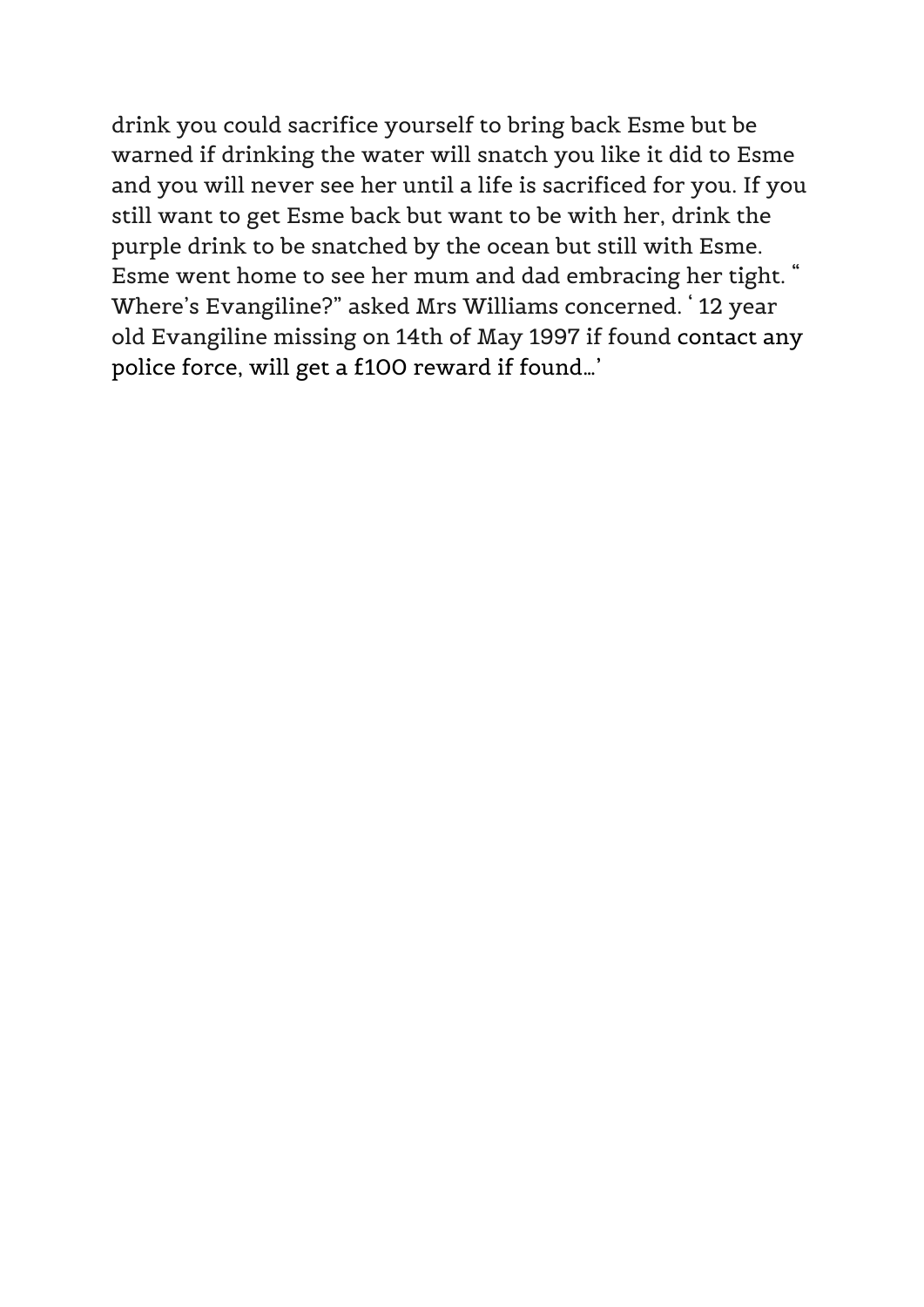drink you could sacrifice yourself to bring back Esme but be warned if drinking the water will snatch you like it did to Esme and you will never see her until a life is sacrificed for you. If you still want to get Esme back but want to be with her, drink the purple drink to be snatched by the ocean but still with Esme. Esme went home to see her mum and dad embracing her tight. " Where's Evangiline?" asked Mrs Williams concerned. ' 12 year old Evangiline missing on 14th of May 1997 if found contact any police force, will get a £100 reward if found…'